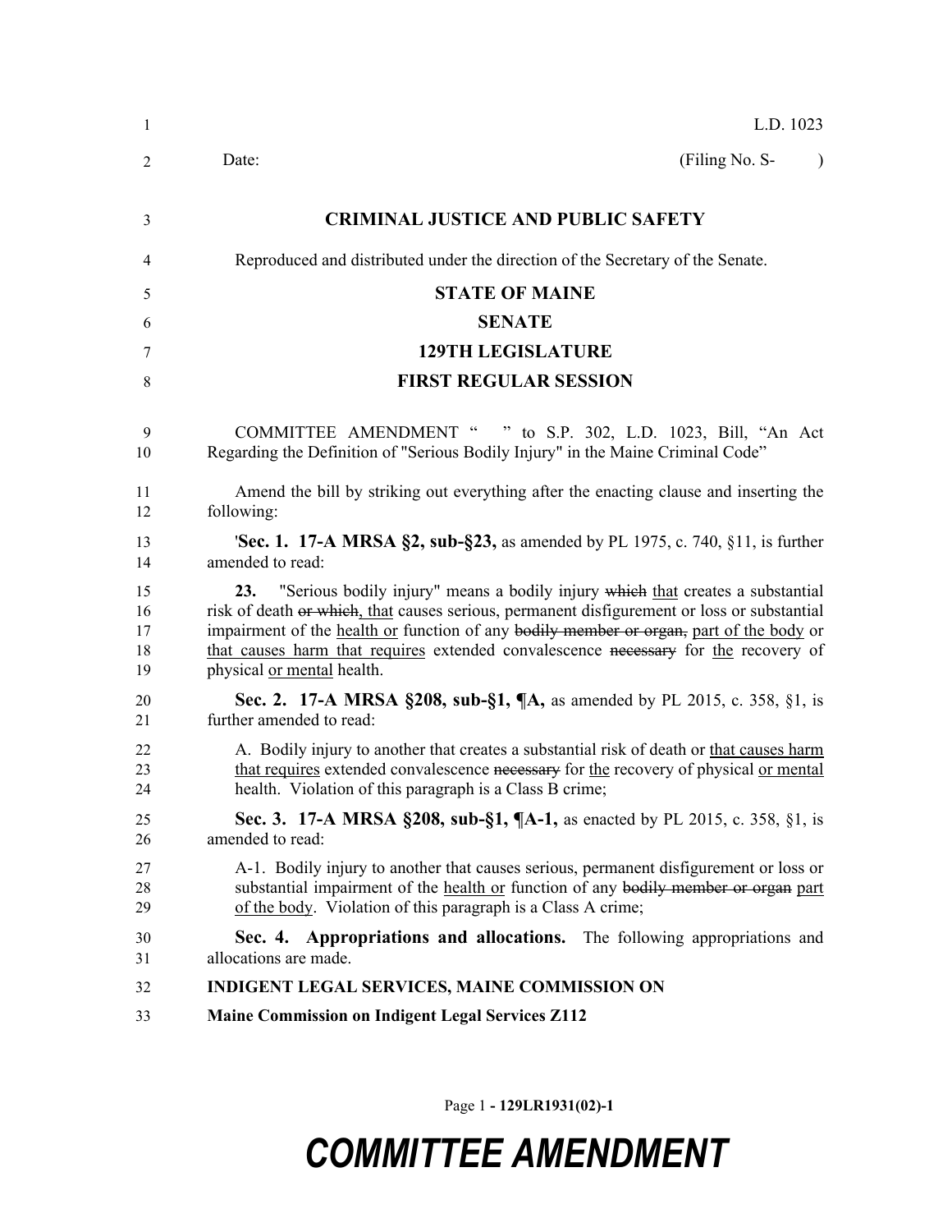L.D. 1023

Date: (Filing No. S- )

**CRIMINAL JUSTICE AND PUBLIC SAFETY**

Reproduced and distributed under the direction of the Secretary of the Senate.

**STATE OF MAINE**

**SENATE**

**129TH LEGISLATURE**

**FIRST REGULAR SESSION**

COMMITTEE AMENDMENT " " to S.P. 302, L.D. 1023, Bill, "An Act Regarding the Definition of "Serious Bodily Injury" in the Maine Criminal Code"

Amend the bill by striking out everything after the enacting clause and inserting the following:

'**Sec. 1. 17-A MRSA §2, sub-§23,** as amended by PL 1975, c. 740, §11, is further amended to read:

**23.** "Serious bodily injury" means a bodily injury ~~which~~ that creates a substantial risk of death ~~or which~~, that causes serious, permanent disfigurement or loss or substantial impairment of the health or function of any ~~bodily member or organ,~~ part of the body or that causes harm that requires extended convalescence ~~necessary~~ for the recovery of physical or mental health.

**Sec. 2. 17-A MRSA §208, sub-§1, ¶A,** as amended by PL 2015, c. 358, §1, is further amended to read:

A. Bodily injury to another that creates a substantial risk of death or that causes harm that requires extended convalescence ~~necessary~~ for the recovery of physical or mental health. Violation of this paragraph is a Class B crime;

**Sec. 3. 17-A MRSA §208, sub-§1, ¶A-1,** as enacted by PL 2015, c. 358, §1, is amended to read:

A-1. Bodily injury to another that causes serious, permanent disfigurement or loss or substantial impairment of the health or function of any ~~bodily member or organ~~ part of the body. Violation of this paragraph is a Class A crime;

**Sec. 4. Appropriations and allocations.** The following appropriations and allocations are made.

**INDIGENT LEGAL SERVICES, MAINE COMMISSION ON**

**Maine Commission on Indigent Legal Services Z112**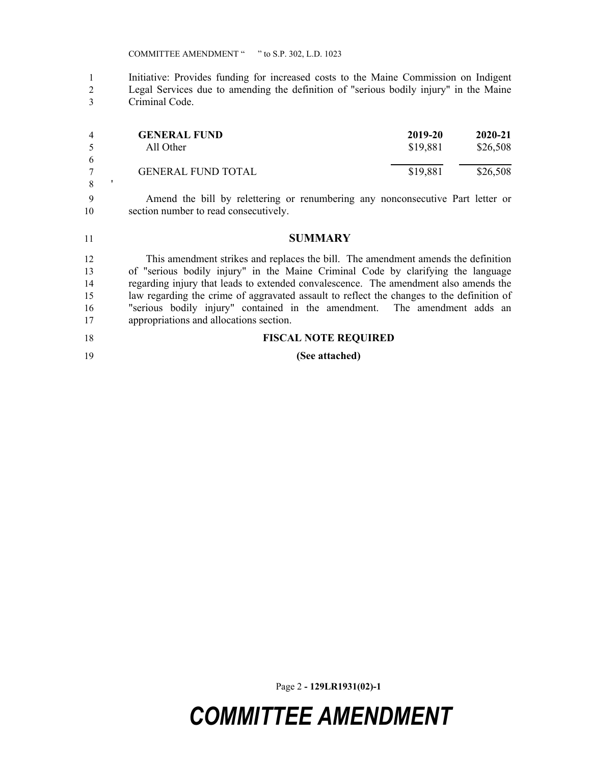Initiative: Provides funding for increased costs to the Maine Commission on Indigent Legal Services due to amending the definition of "serious bodily injury" in the Maine Criminal Code.

| GENERAL FUND | 2019-20 | 2020-21 |
|---|---|---|
| All Other | $19,881 | $26,508 |
| GENERAL FUND TOTAL | $19,881 | $26,508 |

'

Amend the bill by relettering or renumbering any nonconsecutive Part letter or section number to read consecutively.

## SUMMARY

This amendment strikes and replaces the bill. The amendment amends the definition of "serious bodily injury" in the Maine Criminal Code by clarifying the language regarding injury that leads to extended convalescence. The amendment also amends the law regarding the crime of aggravated assault to reflect the changes to the definition of "serious bodily injury" contained in the amendment. The amendment adds an appropriations and allocations section.

**FISCAL NOTE REQUIRED**

**(See attached)**